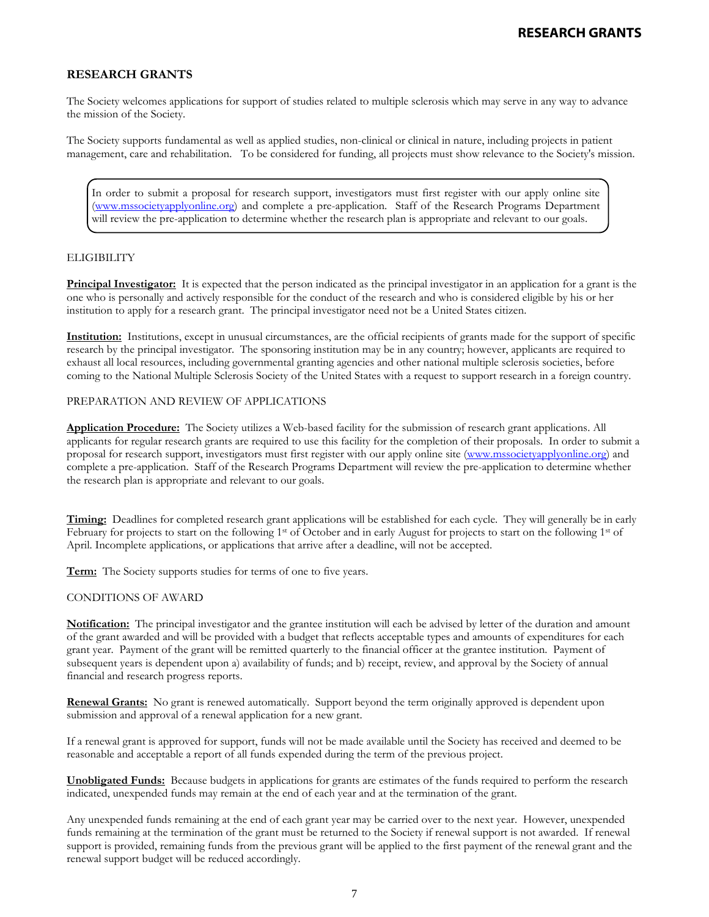## RESEARCH GRANTS

The Society welcomes applications for support of studies related to multiple sclerosis which may serve in any way to advance the mission of the Society.

The Society supports fundamental as well as applied studies, non-clinical or clinical in nature, including projects in patient management, care and rehabilitation. To be considered for funding, all projects must show relevance to the Society's mission.

> In order to submit a proposal for research support, investigators must first register with our apply online site (www.mssocietyapplyonline.org) and complete a pre-application. Staff of the Research Programs Department will review the pre-application to determine whether the research plan is appropriate and relevant to our goals.

### ELIGIBILITY

**Principal Investigator:** It is expected that the person indicated as the principal investigator in an application for a grant is the one who is personally and actively responsible for the conduct of the research and who is considered eligible by his or her institution to apply for a research grant. The principal investigator need not be a United States citizen.

**Institution:** Institutions, except in unusual circumstances, are the official recipients of grants made for the support of specific research by the principal investigator. The sponsoring institution may be in any country; however, applicants are required to exhaust all local resources, including governmental granting agencies and other national multiple sclerosis societies, before coming to the National Multiple Sclerosis Society of the United States with a request to support research in a foreign country.

### PREPARATION AND REVIEW OF APPLICATIONS

**Application Procedure:** The Society utilizes a Web-based facility for the submission of research grant applications. All applicants for regular research grants are required to use this facility for the completion of their proposals. In order to submit a proposal for research support, investigators must first register with our apply online site (www.mssocietyapplyonline.org) and complete a pre-application. Staff of the Research Programs Department will review the pre-application to determine whether the research plan is appropriate and relevant to our goals.

**Timing:** Deadlines for completed research grant applications will be established for each cycle. They will generally be in early February for projects to start on the following 1st of October and in early August for projects to start on the following 1st of April. Incomplete applications, or applications that arrive after a deadline, will not be accepted.

**Term:** The Society supports studies for terms of one to five years.

### CONDITIONS OF AWARD

**Notification:** The principal investigator and the grantee institution will each be advised by letter of the duration and amount of the grant awarded and will be provided with a budget that reflects acceptable types and amounts of expenditures for each grant year. Payment of the grant will be remitted quarterly to the financial officer at the grantee institution. Payment of subsequent years is dependent upon a) availability of funds; and b) receipt, review, and approval by the Society of annual financial and research progress reports.

**Renewal Grants:** No grant is renewed automatically. Support beyond the term originally approved is dependent upon submission and approval of a renewal application for a new grant.

If a renewal grant is approved for support, funds will not be made available until the Society has received and deemed to be reasonable and acceptable a report of all funds expended during the term of the previous project.

**Unobligated Funds:** Because budgets in applications for grants are estimates of the funds required to perform the research indicated, unexpended funds may remain at the end of each year and at the termination of the grant.

Any unexpended funds remaining at the end of each grant year may be carried over to the next year. However, unexpended funds remaining at the termination of the grant must be returned to the Society if renewal support is not awarded. If renewal support is provided, remaining funds from the previous grant will be applied to the first payment of the renewal grant and the renewal support budget will be reduced accordingly.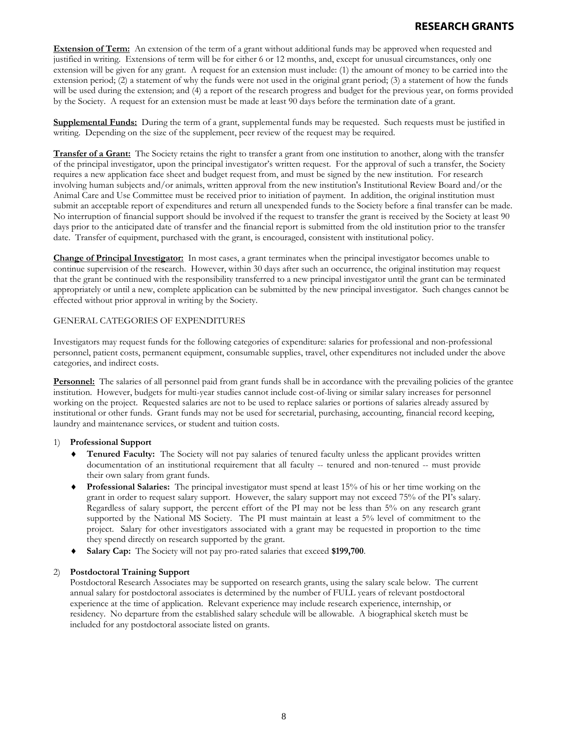**Extension of Term:** An extension of the term of a grant without additional funds may be approved when requested and justified in writing. Extensions of term will be for either 6 or 12 months, and, except for unusual circumstances, only one extension will be given for any grant. A request for an extension must include: (1) the amount of money to be carried into the extension period; (2) a statement of why the funds were not used in the original grant period; (3) a statement of how the funds will be used during the extension; and (4) a report of the research progress and budget for the previous year, on forms provided by the Society. A request for an extension must be made at least 90 days before the termination date of a grant.

**Supplemental Funds:** During the term of a grant, supplemental funds may be requested. Such requests must be justified in writing. Depending on the size of the supplement, peer review of the request may be required.

**Transfer of a Grant:** The Society retains the right to transfer a grant from one institution to another, along with the transfer of the principal investigator, upon the principal investigator's written request. For the approval of such a transfer, the Society requires a new application face sheet and budget request from, and must be signed by the new institution. For research involving human subjects and/or animals, written approval from the new institution's Institutional Review Board and/or the Animal Care and Use Committee must be received prior to initiation of payment. In addition, the original institution must submit an acceptable report of expenditures and return all unexpended funds to the Society before a final transfer can be made. No interruption of financial support should be involved if the request to transfer the grant is received by the Society at least 90 days prior to the anticipated date of transfer and the financial report is submitted from the old institution prior to the transfer date. Transfer of equipment, purchased with the grant, is encouraged, consistent with institutional policy.

**Change of Principal Investigator:** In most cases, a grant terminates when the principal investigator becomes unable to continue supervision of the research. However, within 30 days after such an occurrence, the original institution may request that the grant be continued with the responsibility transferred to a new principal investigator until the grant can be terminated appropriately or until a new, complete application can be submitted by the new principal investigator. Such changes cannot be effected without prior approval in writing by the Society.

## GENERAL CATEGORIES OF EXPENDITURES

Investigators may request funds for the following categories of expenditure: salaries for professional and non-professional personnel, patient costs, permanent equipment, consumable supplies, travel, other expenditures not included under the above categories, and indirect costs.

**Personnel:** The salaries of all personnel paid from grant funds shall be in accordance with the prevailing policies of the grantee institution. However, budgets for multi-year studies cannot include cost-of-living or similar salary increases for personnel working on the project. Requested salaries are not to be used to replace salaries or portions of salaries already assured by institutional or other funds. Grant funds may not be used for secretarial, purchasing, accounting, financial record keeping, laundry and maintenance services, or student and tuition costs.

1) **Professional Support**
   - **Tenured Faculty:** The Society will not pay salaries of tenured faculty unless the applicant provides written documentation of an institutional requirement that all faculty -- tenured and non-tenured -- must provide their own salary from grant funds.
   - **Professional Salaries:** The principal investigator must spend at least 15% of his or her time working on the grant in order to request salary support. However, the salary support may not exceed 75% of the PI's salary. Regardless of salary support, the percent effort of the PI may not be less than 5% on any research grant supported by the National MS Society. The PI must maintain at least a 5% level of commitment to the project. Salary for other investigators associated with a grant may be requested in proportion to the time they spend directly on research supported by the grant.
   - **Salary Cap:** The Society will not pay pro-rated salaries that exceed **$199,700**.

2) **Postdoctoral Training Support**
   Postdoctoral Research Associates may be supported on research grants, using the salary scale below. The current annual salary for postdoctoral associates is determined by the number of FULL years of relevant postdoctoral experience at the time of application. Relevant experience may include research experience, internship, or residency. No departure from the established salary schedule will be allowable. A biographical sketch must be included for any postdoctoral associate listed on grants.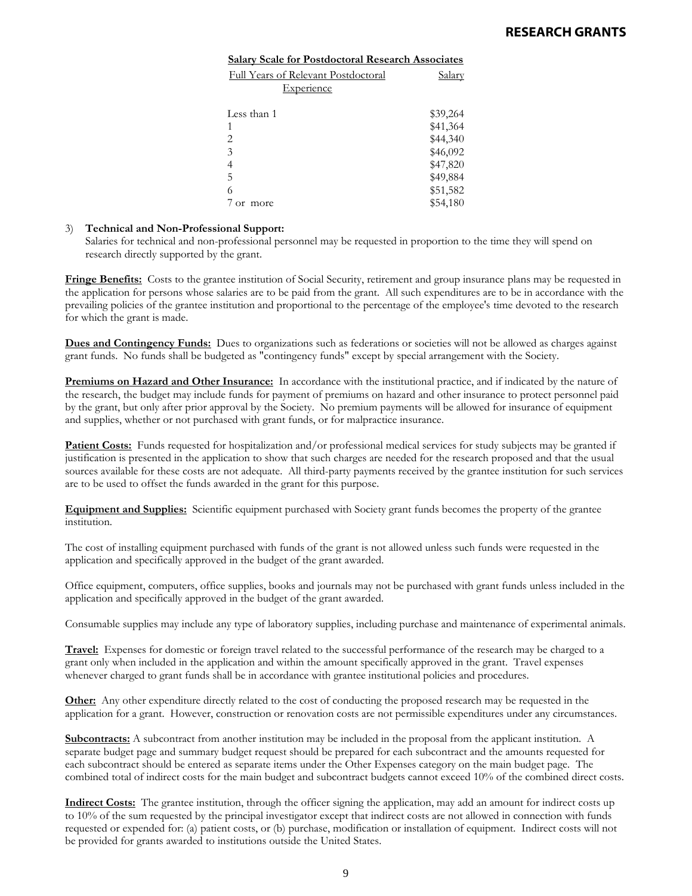**Salary Scale for Postdoctoral Research Associates**

| Full Years of Relevant Postdoctoral Experience | Salary |
|---|---|
| Less than 1 | $39,264 |
| 1 | $41,364 |
| 2 | $44,340 |
| 3 | $46,092 |
| 4 | $47,820 |
| 5 | $49,884 |
| 6 | $51,582 |
| 7 or more | $54,180 |

3) **Technical and Non-Professional Support:**
Salaries for technical and non-professional personnel may be requested in proportion to the time they will spend on research directly supported by the grant.

**Fringe Benefits:** Costs to the grantee institution of Social Security, retirement and group insurance plans may be requested in the application for persons whose salaries are to be paid from the grant. All such expenditures are to be in accordance with the prevailing policies of the grantee institution and proportional to the percentage of the employee's time devoted to the research for which the grant is made.

**Dues and Contingency Funds:** Dues to organizations such as federations or societies will not be allowed as charges against grant funds. No funds shall be budgeted as "contingency funds" except by special arrangement with the Society.

**Premiums on Hazard and Other Insurance:** In accordance with the institutional practice, and if indicated by the nature of the research, the budget may include funds for payment of premiums on hazard and other insurance to protect personnel paid by the grant, but only after prior approval by the Society. No premium payments will be allowed for insurance of equipment and supplies, whether or not purchased with grant funds, or for malpractice insurance.

**Patient Costs:** Funds requested for hospitalization and/or professional medical services for study subjects may be granted if justification is presented in the application to show that such charges are needed for the research proposed and that the usual sources available for these costs are not adequate. All third-party payments received by the grantee institution for such services are to be used to offset the funds awarded in the grant for this purpose.

**Equipment and Supplies:** Scientific equipment purchased with Society grant funds becomes the property of the grantee institution.

The cost of installing equipment purchased with funds of the grant is not allowed unless such funds were requested in the application and specifically approved in the budget of the grant awarded.

Office equipment, computers, office supplies, books and journals may not be purchased with grant funds unless included in the application and specifically approved in the budget of the grant awarded.

Consumable supplies may include any type of laboratory supplies, including purchase and maintenance of experimental animals.

**Travel:** Expenses for domestic or foreign travel related to the successful performance of the research may be charged to a grant only when included in the application and within the amount specifically approved in the grant. Travel expenses whenever charged to grant funds shall be in accordance with grantee institutional policies and procedures.

**Other:** Any other expenditure directly related to the cost of conducting the proposed research may be requested in the application for a grant. However, construction or renovation costs are not permissible expenditures under any circumstances.

**Subcontracts:** A subcontract from another institution may be included in the proposal from the applicant institution. A separate budget page and summary budget request should be prepared for each subcontract and the amounts requested for each subcontract should be entered as separate items under the Other Expenses category on the main budget page. The combined total of indirect costs for the main budget and subcontract budgets cannot exceed 10% of the combined direct costs.

**Indirect Costs:** The grantee institution, through the officer signing the application, may add an amount for indirect costs up to 10% of the sum requested by the principal investigator except that indirect costs are not allowed in connection with funds requested or expended for: (a) patient costs, or (b) purchase, modification or installation of equipment. Indirect costs will not be provided for grants awarded to institutions outside the United States.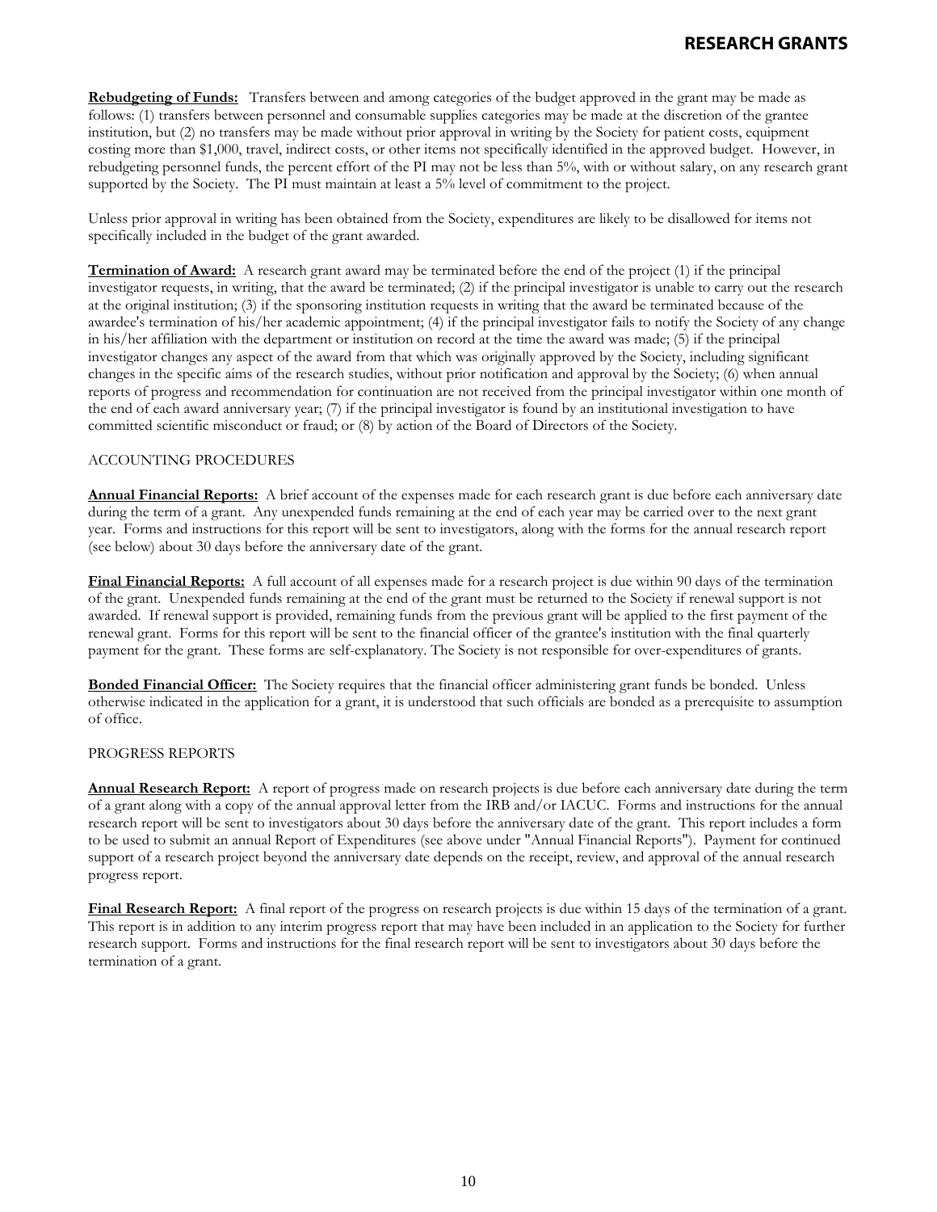**Rebudgeting of Funds:** Transfers between and among categories of the budget approved in the grant may be made as follows: (1) transfers between personnel and consumable supplies categories may be made at the discretion of the grantee institution, but (2) no transfers may be made without prior approval in writing by the Society for patient costs, equipment costing more than $1,000, travel, indirect costs, or other items not specifically identified in the approved budget. However, in rebudgeting personnel funds, the percent effort of the PI may not be less than 5%, with or without salary, on any research grant supported by the Society. The PI must maintain at least a 5% level of commitment to the project.

Unless prior approval in writing has been obtained from the Society, expenditures are likely to be disallowed for items not specifically included in the budget of the grant awarded.

**Termination of Award:** A research grant award may be terminated before the end of the project (1) if the principal investigator requests, in writing, that the award be terminated; (2) if the principal investigator is unable to carry out the research at the original institution; (3) if the sponsoring institution requests in writing that the award be terminated because of the awardee's termination of his/her academic appointment; (4) if the principal investigator fails to notify the Society of any change in his/her affiliation with the department or institution on record at the time the award was made; (5) if the principal investigator changes any aspect of the award from that which was originally approved by the Society, including significant changes in the specific aims of the research studies, without prior notification and approval by the Society; (6) when annual reports of progress and recommendation for continuation are not received from the principal investigator within one month of the end of each award anniversary year; (7) if the principal investigator is found by an institutional investigation to have committed scientific misconduct or fraud; or (8) by action of the Board of Directors of the Society.

## ACCOUNTING PROCEDURES

**Annual Financial Reports:** A brief account of the expenses made for each research grant is due before each anniversary date during the term of a grant. Any unexpended funds remaining at the end of each year may be carried over to the next grant year. Forms and instructions for this report will be sent to investigators, along with the forms for the annual research report (see below) about 30 days before the anniversary date of the grant.

**Final Financial Reports:** A full account of all expenses made for a research project is due within 90 days of the termination of the grant. Unexpended funds remaining at the end of the grant must be returned to the Society if renewal support is not awarded. If renewal support is provided, remaining funds from the previous grant will be applied to the first payment of the renewal grant. Forms for this report will be sent to the financial officer of the grantee's institution with the final quarterly payment for the grant. These forms are self-explanatory. The Society is not responsible for over-expenditures of grants.

**Bonded Financial Officer:** The Society requires that the financial officer administering grant funds be bonded. Unless otherwise indicated in the application for a grant, it is understood that such officials are bonded as a prerequisite to assumption of office.

## PROGRESS REPORTS

**Annual Research Report:** A report of progress made on research projects is due before each anniversary date during the term of a grant along with a copy of the annual approval letter from the IRB and/or IACUC. Forms and instructions for the annual research report will be sent to investigators about 30 days before the anniversary date of the grant. This report includes a form to be used to submit an annual Report of Expenditures (see above under "Annual Financial Reports"). Payment for continued support of a research project beyond the anniversary date depends on the receipt, review, and approval of the annual research progress report.

**Final Research Report:** A final report of the progress on research projects is due within 15 days of the termination of a grant. This report is in addition to any interim progress report that may have been included in an application to the Society for further research support. Forms and instructions for the final research report will be sent to investigators about 30 days before the termination of a grant.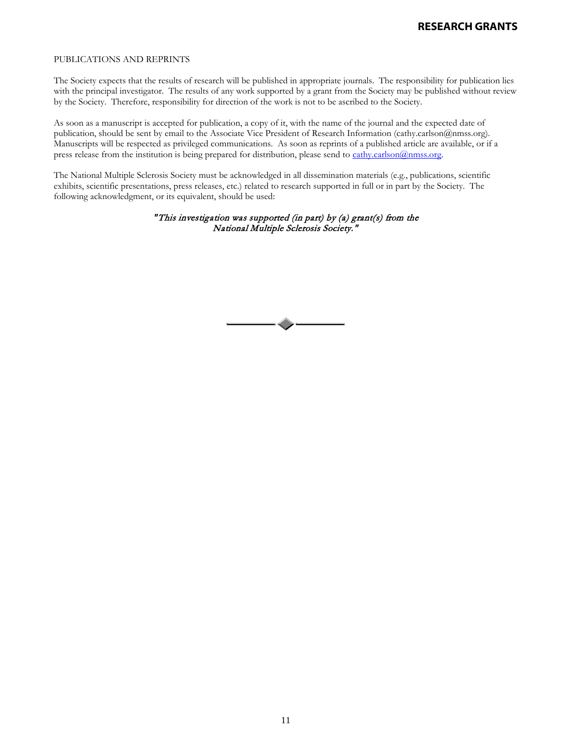PUBLICATIONS AND REPRINTS

The Society expects that the results of research will be published in appropriate journals. The responsibility for publication lies with the principal investigator. The results of any work supported by a grant from the Society may be published without review by the Society. Therefore, responsibility for direction of the work is not to be ascribed to the Society.

As soon as a manuscript is accepted for publication, a copy of it, with the name of the journal and the expected date of publication, should be sent by email to the Associate Vice President of Research Information (cathy.carlson@nmss.org). Manuscripts will be respected as privileged communications. As soon as reprints of a published article are available, or if a press release from the institution is being prepared for distribution, please send to cathy.carlson@nmss.org.

The National Multiple Sclerosis Society must be acknowledged in all dissemination materials (e.g., publications, scientific exhibits, scientific presentations, press releases, etc.) related to research supported in full or in part by the Society. The following acknowledgment, or its equivalent, should be used:

*"This investigation was supported (in part) by (a) grant(s) from the National Multiple Sclerosis Society."*